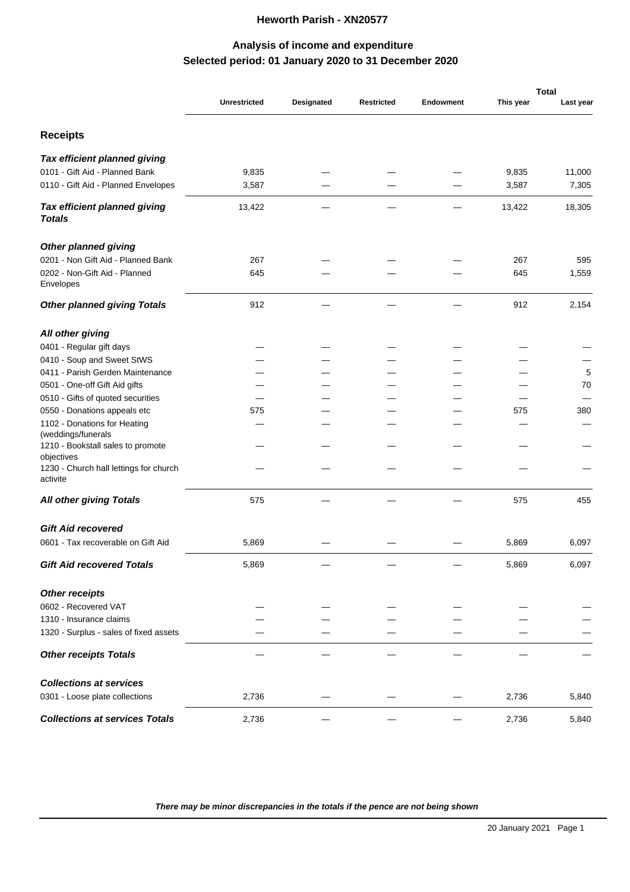# Heworth Parish - XN20577

## Analysis of income and expenditure
## Selected period: 01 January 2020 to 31 December 2020

| | Unrestricted | Designated | Restricted | Endowment | Total This year | Total Last year |
|---|---|---|---|---|---|---|
| **Receipts** | | | | | | |
| ***Tax efficient planned giving*** | | | | | | |
| 0101 - Gift Aid - Planned Bank | 9,835 | — | — | — | 9,835 | 11,000 |
| 0110 - Gift Aid - Planned Envelopes | 3,587 | — | — | — | 3,587 | 7,305 |
| ***Tax efficient planned giving Totals*** | 13,422 | — | — | — | 13,422 | 18,305 |
| ***Other planned giving*** | | | | | | |
| 0201 - Non Gift Aid - Planned Bank | 267 | — | — | — | 267 | 595 |
| 0202 - Non-Gift Aid - Planned Envelopes | 645 | — | — | — | 645 | 1,559 |
| ***Other planned giving Totals*** | 912 | — | — | — | 912 | 2,154 |
| ***All other giving*** | | | | | | |
| 0401 - Regular gift days | — | — | — | — | — | — |
| 0410 - Soup and Sweet StWS | — | — | — | — | — | — |
| 0411 - Parish Gerden Maintenance | — | — | — | — | — | 5 |
| 0501 - One-off Gift Aid gifts | — | — | — | — | — | 70 |
| 0510 - Gifts of quoted securities | — | — | — | — | — | — |
| 0550 - Donations appeals etc | 575 | — | — | — | 575 | 380 |
| 1102 - Donations for Heating (weddings/funerals | — | — | — | — | — | — |
| 1210 - Bookstall sales to promote objectives | — | — | — | — | — | — |
| 1230 - Church hall lettings for church activite | — | — | — | — | — | — |
| ***All other giving Totals*** | 575 | — | — | — | 575 | 455 |
| ***Gift Aid recovered*** | | | | | | |
| 0601 - Tax recoverable on Gift Aid | 5,869 | — | — | — | 5,869 | 6,097 |
| ***Gift Aid recovered Totals*** | 5,869 | — | — | — | 5,869 | 6,097 |
| ***Other receipts*** | | | | | | |
| 0602 - Recovered VAT | — | — | — | — | — | — |
| 1310 - Insurance claims | — | — | — | — | — | — |
| 1320 - Surplus - sales of fixed assets | — | — | — | — | — | — |
| ***Other receipts Totals*** | — | — | — | — | — | — |
| ***Collections at services*** | | | | | | |
| 0301 - Loose plate collections | 2,736 | — | — | — | 2,736 | 5,840 |
| ***Collections at services Totals*** | 2,736 | — | — | — | 2,736 | 5,840 |

***There may be minor discrepancies in the totals if the pence are not being shown***

20 January 2021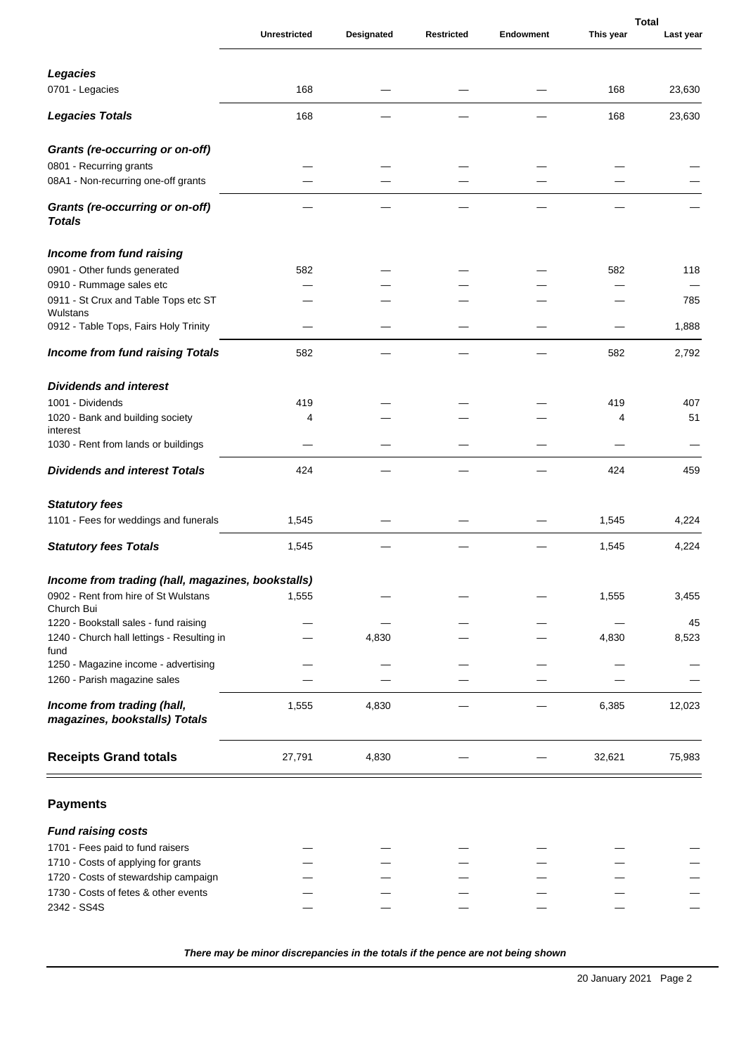| | Unrestricted | Designated | Restricted | Endowment | Total This year | Total Last year |
|---|---|---|---|---|---|---|
| ***Legacies*** | | | | | | |
| 0701 - Legacies | 168 | — | — | — | 168 | 23,630 |
| ***Legacies Totals*** | 168 | — | — | — | 168 | 23,630 |
| ***Grants (re-occurring or on-off)*** | | | | | | |
| 0801 - Recurring grants | — | — | — | — | — | — |
| 08A1 - Non-recurring one-off grants | — | — | — | — | — | — |
| ***Grants (re-occurring or on-off) Totals*** | — | — | — | — | — | — |
| ***Income from fund raising*** | | | | | | |
| 0901 - Other funds generated | 582 | — | — | — | 582 | 118 |
| 0910 - Rummage sales etc | — | — | — | — | — | — |
| 0911 - St Crux and Table Tops etc ST Wulstans | — | — | — | — | — | 785 |
| 0912 - Table Tops, Fairs Holy Trinity | — | — | — | — | — | 1,888 |
| ***Income from fund raising Totals*** | 582 | — | — | — | 582 | 2,792 |
| ***Dividends and interest*** | | | | | | |
| 1001 - Dividends | 419 | — | — | — | 419 | 407 |
| 1020 - Bank and building society interest | 4 | — | — | — | 4 | 51 |
| 1030 - Rent from lands or buildings | — | — | — | — | — | — |
| ***Dividends and interest Totals*** | 424 | — | — | — | 424 | 459 |
| ***Statutory fees*** | | | | | | |
| 1101 - Fees for weddings and funerals | 1,545 | — | — | — | 1,545 | 4,224 |
| ***Statutory fees Totals*** | 1,545 | — | — | — | 1,545 | 4,224 |
| ***Income from trading (hall, magazines, bookstalls)*** | | | | | | |
| 0902 - Rent from hire of St Wulstans Church Bui | 1,555 | — | — | — | 1,555 | 3,455 |
| 1220 - Bookstall sales - fund raising | — | — | — | — | — | 45 |
| 1240 - Church hall lettings - Resulting in fund | — | 4,830 | — | — | 4,830 | 8,523 |
| 1250 - Magazine income - advertising | — | — | — | — | — | — |
| 1260 - Parish magazine sales | — | — | — | — | — | — |
| ***Income from trading (hall, magazines, bookstalls) Totals*** | 1,555 | 4,830 | — | — | 6,385 | 12,023 |
| **Receipts Grand totals** | 27,791 | 4,830 | — | — | 32,621 | 75,983 |

## Payments

| | Unrestricted | Designated | Restricted | Endowment | Total This year | Total Last year |
|---|---|---|---|---|---|---|
| ***Fund raising costs*** | | | | | | |
| 1701 - Fees paid to fund raisers | — | — | — | — | — | — |
| 1710 - Costs of applying for grants | — | — | — | — | — | — |
| 1720 - Costs of stewardship campaign | — | — | — | — | — | — |
| 1730 - Costs of fetes & other events | — | — | — | — | — | — |
| 2342 - SS4S | — | — | — | — | — | — |

***There may be minor discrepancies in the totals if the pence are not being shown***

20 January 2021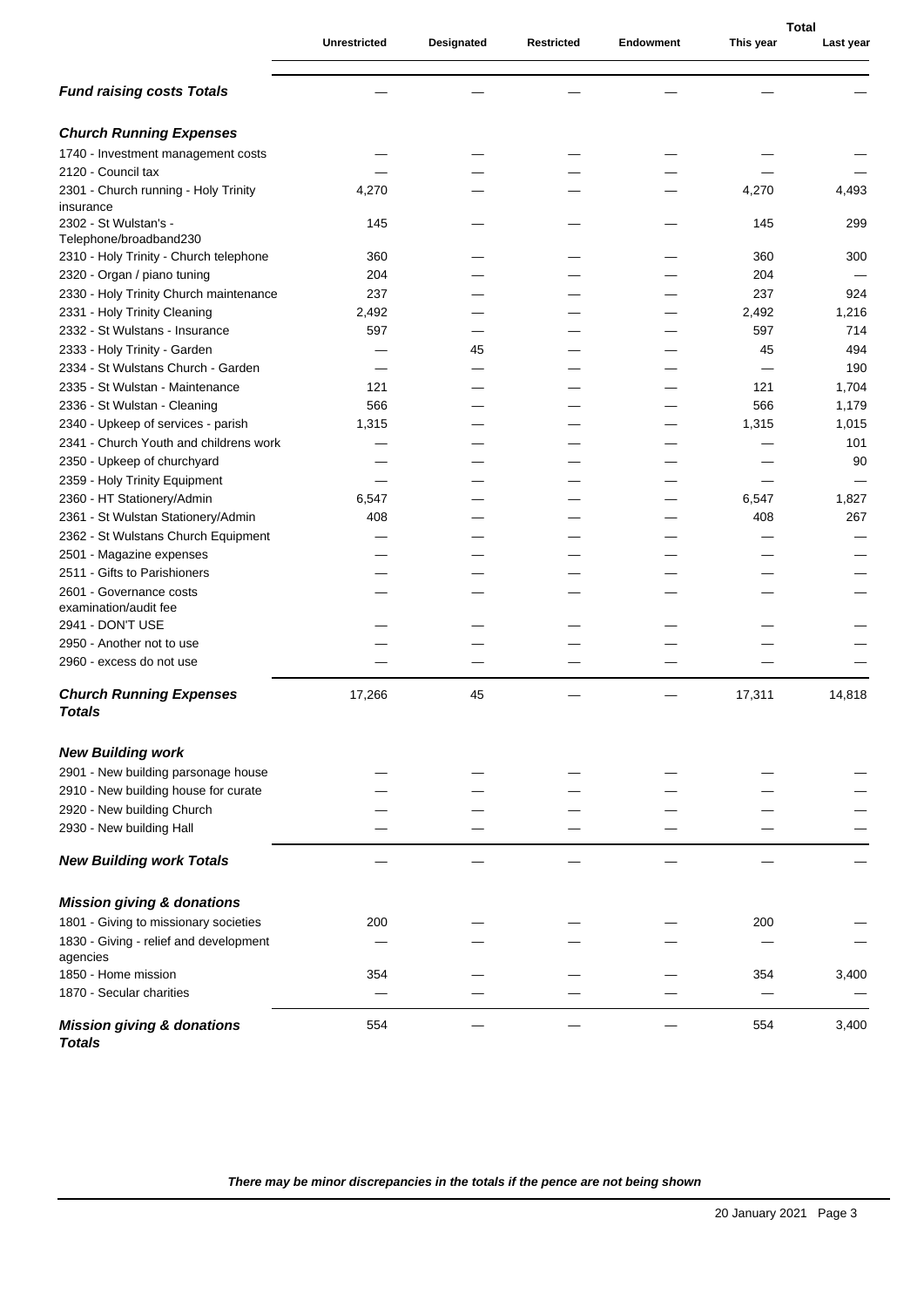| | Unrestricted | Designated | Restricted | Endowment | Total This year | Total Last year |
|---|---|---|---|---|---|---|
| ***Fund raising costs Totals*** | — | — | — | — | — | — |
| ***Church Running Expenses*** | | | | | | |
| 1740 - Investment management costs | — | — | — | — | — | — |
| 2120 - Council tax | — | — | — | — | — | — |
| 2301 - Church running - Holy Trinity insurance | 4,270 | — | — | — | 4,270 | 4,493 |
| 2302 - St Wulstan's - Telephone/broadband230 | 145 | — | — | — | 145 | 299 |
| 2310 - Holy Trinity - Church telephone | 360 | — | — | — | 360 | 300 |
| 2320 - Organ / piano tuning | 204 | — | — | — | 204 | — |
| 2330 - Holy Trinity Church maintenance | 237 | — | — | — | 237 | 924 |
| 2331 - Holy Trinity Cleaning | 2,492 | — | — | — | 2,492 | 1,216 |
| 2332 - St Wulstans - Insurance | 597 | — | — | — | 597 | 714 |
| 2333 - Holy Trinity - Garden | — | 45 | — | — | 45 | 494 |
| 2334 - St Wulstans Church - Garden | — | — | — | — | — | 190 |
| 2335 - St Wulstan - Maintenance | 121 | — | — | — | 121 | 1,704 |
| 2336 - St Wulstan - Cleaning | 566 | — | — | — | 566 | 1,179 |
| 2340 - Upkeep of services - parish | 1,315 | — | — | — | 1,315 | 1,015 |
| 2341 - Church Youth and childrens work | — | — | — | — | — | 101 |
| 2350 - Upkeep of churchyard | — | — | — | — | — | 90 |
| 2359 - Holy Trinity Equipment | — | — | — | — | — | — |
| 2360 - HT Stationery/Admin | 6,547 | — | — | — | 6,547 | 1,827 |
| 2361 - St Wulstan Stationery/Admin | 408 | — | — | — | 408 | 267 |
| 2362 - St Wulstans Church Equipment | — | — | — | — | — | — |
| 2501 - Magazine expenses | — | — | — | — | — | — |
| 2511 - Gifts to Parishioners | — | — | — | — | — | — |
| 2601 - Governance costs examination/audit fee | — | — | — | — | — | — |
| 2941 - DON'T USE | — | — | — | — | — | — |
| 2950 - Another not to use | — | — | — | — | — | — |
| 2960 - excess do not use | — | — | — | — | — | — |
| ***Church Running Expenses Totals*** | 17,266 | 45 | — | — | 17,311 | 14,818 |
| ***New Building work*** | | | | | | |
| 2901 - New building parsonage house | — | — | — | — | — | — |
| 2910 - New building house for curate | — | — | — | — | — | — |
| 2920 - New building Church | — | — | — | — | — | — |
| 2930 - New building Hall | — | — | — | — | — | — |
| ***New Building work Totals*** | — | — | — | — | — | — |
| ***Mission giving & donations*** | | | | | | |
| 1801 - Giving to missionary societies | 200 | — | — | — | 200 | — |
| 1830 - Giving - relief and development agencies | — | — | — | — | — | — |
| 1850 - Home mission | 354 | — | — | — | 354 | 3,400 |
| 1870 - Secular charities | — | — | — | — | — | — |
| ***Mission giving & donations Totals*** | 554 | — | — | — | 554 | 3,400 |

***There may be minor discrepancies in the totals if the pence are not being shown***

20 January 2021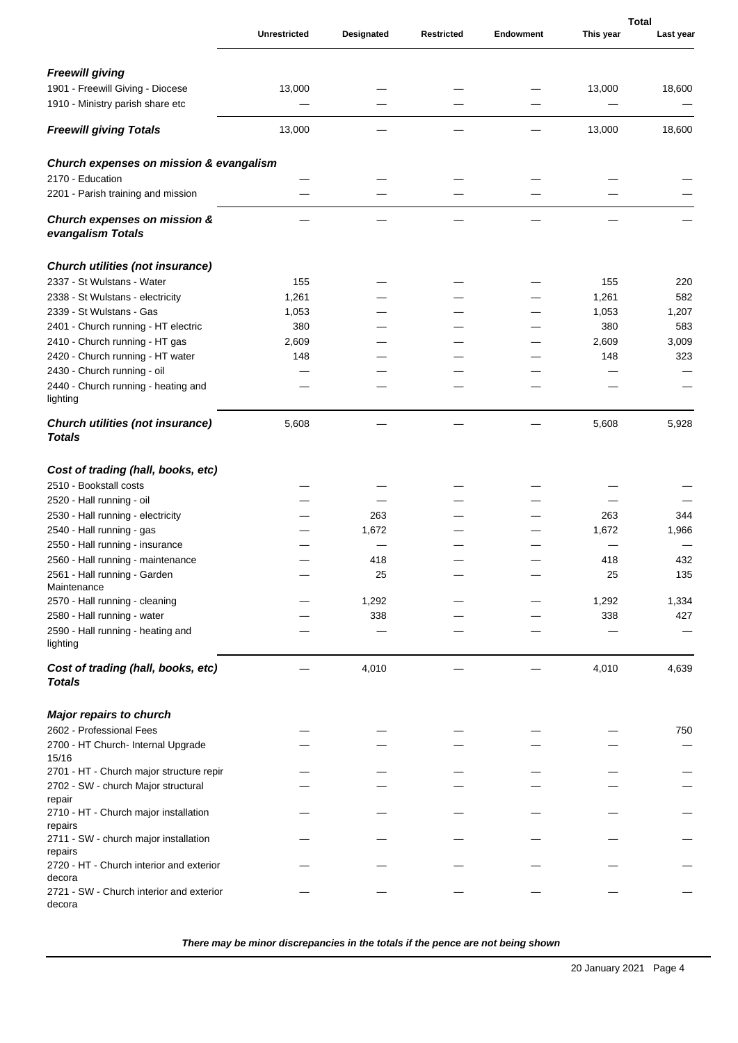| | Unrestricted | Designated | Restricted | Endowment | Total | |
|---|---|---|---|---|---|---|
| | | | | | This year | Last year |
| ***Freewill giving*** | | | | | | |
| 1901 - Freewill Giving - Diocese | 13,000 | — | — | — | 13,000 | 18,600 |
| 1910 - Ministry parish share etc | — | — | — | — | — | — |
| ***Freewill giving Totals*** | 13,000 | — | — | — | 13,000 | 18,600 |
| ***Church expenses on mission & evangalism*** | | | | | | |
| 2170 - Education | — | — | — | — | — | — |
| 2201 - Parish training and mission | — | — | — | — | — | — |
| ***Church expenses on mission & evangalism Totals*** | — | — | — | — | — | — |
| ***Church utilities (not insurance)*** | | | | | | |
| 2337 - St Wulstans - Water | 155 | — | — | — | 155 | 220 |
| 2338 - St Wulstans - electricity | 1,261 | — | — | — | 1,261 | 582 |
| 2339 - St Wulstans - Gas | 1,053 | — | — | — | 1,053 | 1,207 |
| 2401 - Church running - HT electric | 380 | — | — | — | 380 | 583 |
| 2410 - Church running - HT gas | 2,609 | — | — | — | 2,609 | 3,009 |
| 2420 - Church running - HT water | 148 | — | — | — | 148 | 323 |
| 2430 - Church running - oil | — | — | — | — | — | — |
| 2440 - Church running - heating and lighting | — | — | — | — | — | — |
| ***Church utilities (not insurance) Totals*** | 5,608 | — | — | — | 5,608 | 5,928 |
| ***Cost of trading (hall, books, etc)*** | | | | | | |
| 2510 - Bookstall costs | — | — | — | — | — | — |
| 2520 - Hall running - oil | — | — | — | — | — | — |
| 2530 - Hall running - electricity | — | 263 | — | — | 263 | 344 |
| 2540 - Hall running - gas | — | 1,672 | — | — | 1,672 | 1,966 |
| 2550 - Hall running - insurance | — | — | — | — | — | — |
| 2560 - Hall running - maintenance | — | 418 | — | — | 418 | 432 |
| 2561 - Hall running - Garden Maintenance | — | 25 | — | — | 25 | 135 |
| 2570 - Hall running - cleaning | — | 1,292 | — | — | 1,292 | 1,334 |
| 2580 - Hall running - water | — | 338 | — | — | 338 | 427 |
| 2590 - Hall running - heating and lighting | — | — | — | — | — | — |
| ***Cost of trading (hall, books, etc) Totals*** | — | 4,010 | — | — | 4,010 | 4,639 |
| ***Major repairs to church*** | | | | | | |
| 2602 - Professional Fees | — | — | — | — | — | 750 |
| 2700 - HT Church- Internal Upgrade 15/16 | — | — | — | — | — | — |
| 2701 - HT - Church major structure repir | — | — | — | — | — | — |
| 2702 - SW - church Major structural repair | — | — | — | — | — | — |
| 2710 - HT - Church major installation repairs | — | — | — | — | — | — |
| 2711 - SW - church major installation repairs | — | — | — | — | — | — |
| 2720 - HT - Church interior and exterior decora | — | — | — | — | — | — |
| 2721 - SW - Church interior and exterior decora | — | — | — | — | — | — |

***There may be minor discrepancies in the totals if the pence are not being shown***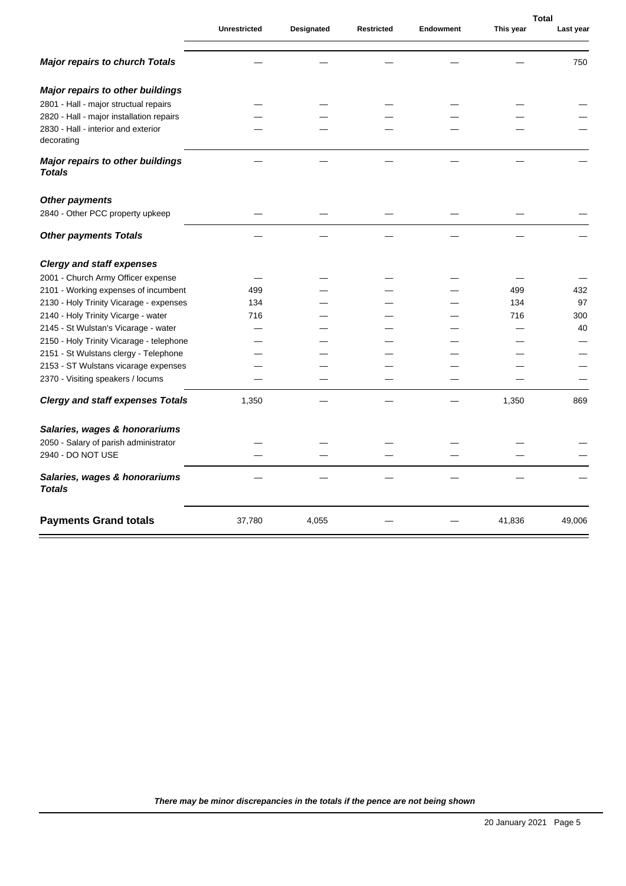| | Unrestricted | Designated | Restricted | Endowment | Total This year | Total Last year |
|---|---|---|---|---|---|---|
| ***Major repairs to church Totals*** | — | — | — | — | — | 750 |
| ***Major repairs to other buildings*** | | | | | | |
| 2801 - Hall - major structual repairs | — | — | — | — | — | — |
| 2820 - Hall - major installation repairs | — | — | — | — | — | — |
| 2830 - Hall - interior and exterior decorating | — | — | — | — | — | — |
| ***Major repairs to other buildings Totals*** | — | — | — | — | — | — |
| ***Other payments*** | | | | | | |
| 2840 - Other PCC property upkeep | — | — | — | — | — | — |
| ***Other payments Totals*** | — | — | — | — | — | — |
| ***Clergy and staff expenses*** | | | | | | |
| 2001 - Church Army Officer expense | — | — | — | — | — | — |
| 2101 - Working expenses of incumbent | 499 | — | — | — | 499 | 432 |
| 2130 - Holy Trinity Vicarage - expenses | 134 | — | — | — | 134 | 97 |
| 2140 - Holy Trinity Vicarge - water | 716 | — | — | — | 716 | 300 |
| 2145 - St Wulstan's Vicarage - water | — | — | — | — | — | 40 |
| 2150 - Holy Trinity Vicarage - telephone | — | — | — | — | — | — |
| 2151 - St Wulstans clergy - Telephone | — | — | — | — | — | — |
| 2153 - ST Wulstans vicarage expenses | — | — | — | — | — | — |
| 2370 - Visiting speakers / locums | — | — | — | — | — | — |
| ***Clergy and staff expenses Totals*** | 1,350 | — | — | — | 1,350 | 869 |
| ***Salaries, wages & honorariums*** | | | | | | |
| 2050 - Salary of parish administrator | — | — | — | — | — | — |
| 2940 - DO NOT USE | — | — | — | — | — | — |
| ***Salaries, wages & honorariums Totals*** | — | — | — | — | — | — |
| **Payments Grand totals** | 37,780 | 4,055 | — | — | 41,836 | 49,006 |

***There may be minor discrepancies in the totals if the pence are not being shown***

20 January 2021